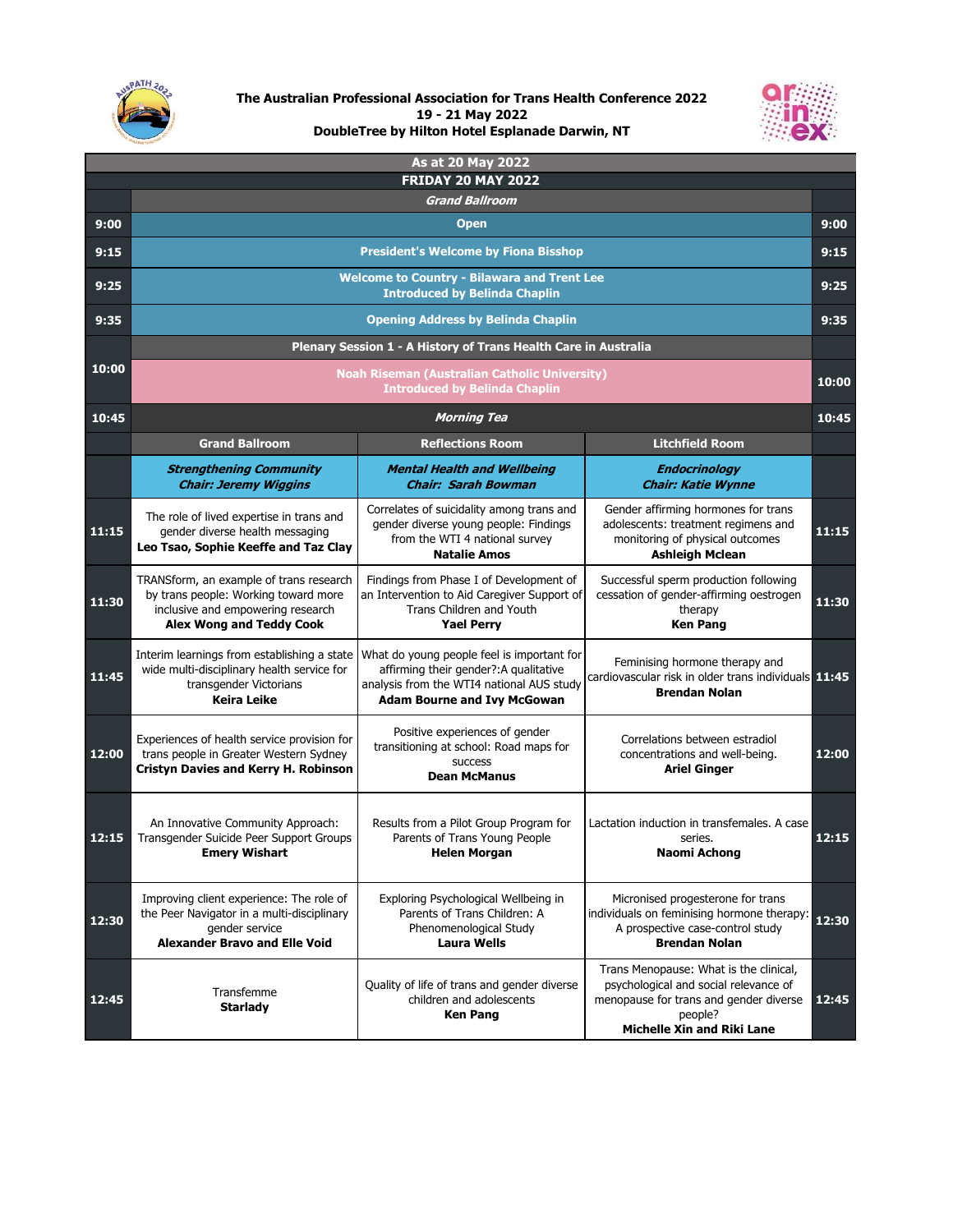**The Australian Professional Association for Trans Health Conference 2022**
**19 - 21 May 2022**
**DoubleTree by Hilton Hotel Esplanade Darwin, NT**

## As at 20 May 2022

## FRIDAY 20 MAY 2022

| Time | Grand Ballroom | Reflections Room | Litchfield Room | Time |
|---|---|---|---|---|
| | ***Grand Ballroom*** | | | |
| **9:00** | **Open** | | | **9:00** |
| **9:15** | **President's Welcome by Fiona Bisshop** | | | **9:15** |
| **9:25** | **Welcome to Country - Bilawara and Trent Lee**<br>**Introduced by Belinda Chaplin** | | | **9:25** |
| **9:35** | **Opening Address by Belinda Chaplin** | | | **9:35** |
| **10:00** | **Plenary Session 1 - A History of Trans Health Care in Australia**<br>**Noah Riseman (Australian Catholic University)**<br>**Introduced by Belinda Chaplin** | | | **10:00** |
| **10:45** | ***Morning Tea*** | | | **10:45** |
| | **Grand Ballroom** | **Reflections Room** | **Litchfield Room** | |
| | ***Strengthening Community***<br>***Chair: Jeremy Wiggins*** | ***Mental Health and Wellbeing***<br>***Chair: Sarah Bowman*** | ***Endocrinology***<br>***Chair: Katie Wynne*** | |
| **11:15** | The role of lived expertise in trans and gender diverse health messaging<br>**Leo Tsao, Sophie Keeffe and Taz Clay** | Correlates of suicidality among trans and gender diverse young people: Findings from the WTI 4 national survey<br>**Natalie Amos** | Gender affirming hormones for trans adolescents: treatment regimens and monitoring of physical outcomes<br>**Ashleigh Mclean** | **11:15** |
| **11:30** | TRANSform, an example of trans research by trans people: Working toward more inclusive and empowering research<br>**Alex Wong and Teddy Cook** | Findings from Phase I of Development of an Intervention to Aid Caregiver Support of Trans Children and Youth<br>**Yael Perry** | Successful sperm production following cessation of gender-affirming oestrogen therapy<br>**Ken Pang** | **11:30** |
| **11:45** | Interim learnings from establishing a state wide multi-disciplinary health service for transgender Victorians<br>**Keira Leike** | What do young people feel is important for affirming their gender?:A qualitative analysis from the WTI4 national AUS study<br>**Adam Bourne and Ivy McGowan** | Feminising hormone therapy and cardiovascular risk in older trans individuals<br>**Brendan Nolan** | **11:45** |
| **12:00** | Experiences of health service provision for trans people in Greater Western Sydney<br>**Cristyn Davies and Kerry H. Robinson** | Positive experiences of gender transitioning at school: Road maps for success<br>**Dean McManus** | Correlations between estradiol concentrations and well-being.<br>**Ariel Ginger** | **12:00** |
| **12:15** | An Innovative Community Approach: Transgender Suicide Peer Support Groups<br>**Emery Wishart** | Results from a Pilot Group Program for Parents of Trans Young People<br>**Helen Morgan** | Lactation induction in transfemales. A case series.<br>**Naomi Achong** | **12:15** |
| **12:30** | Improving client experience: The role of the Peer Navigator in a multi-disciplinary gender service<br>**Alexander Bravo and Elle Void** | Exploring Psychological Wellbeing in Parents of Trans Children: A Phenomenological Study<br>**Laura Wells** | Micronised progesterone for trans individuals on feminising hormone therapy: A prospective case-control study<br>**Brendan Nolan** | **12:30** |
| **12:45** | Transfemme<br>**Starlady** | Quality of life of trans and gender diverse children and adolescents<br>**Ken Pang** | Trans Menopause: What is the clinical, psychological and social relevance of menopause for trans and gender diverse people?<br>**Michelle Xin and Riki Lane** | **12:45** |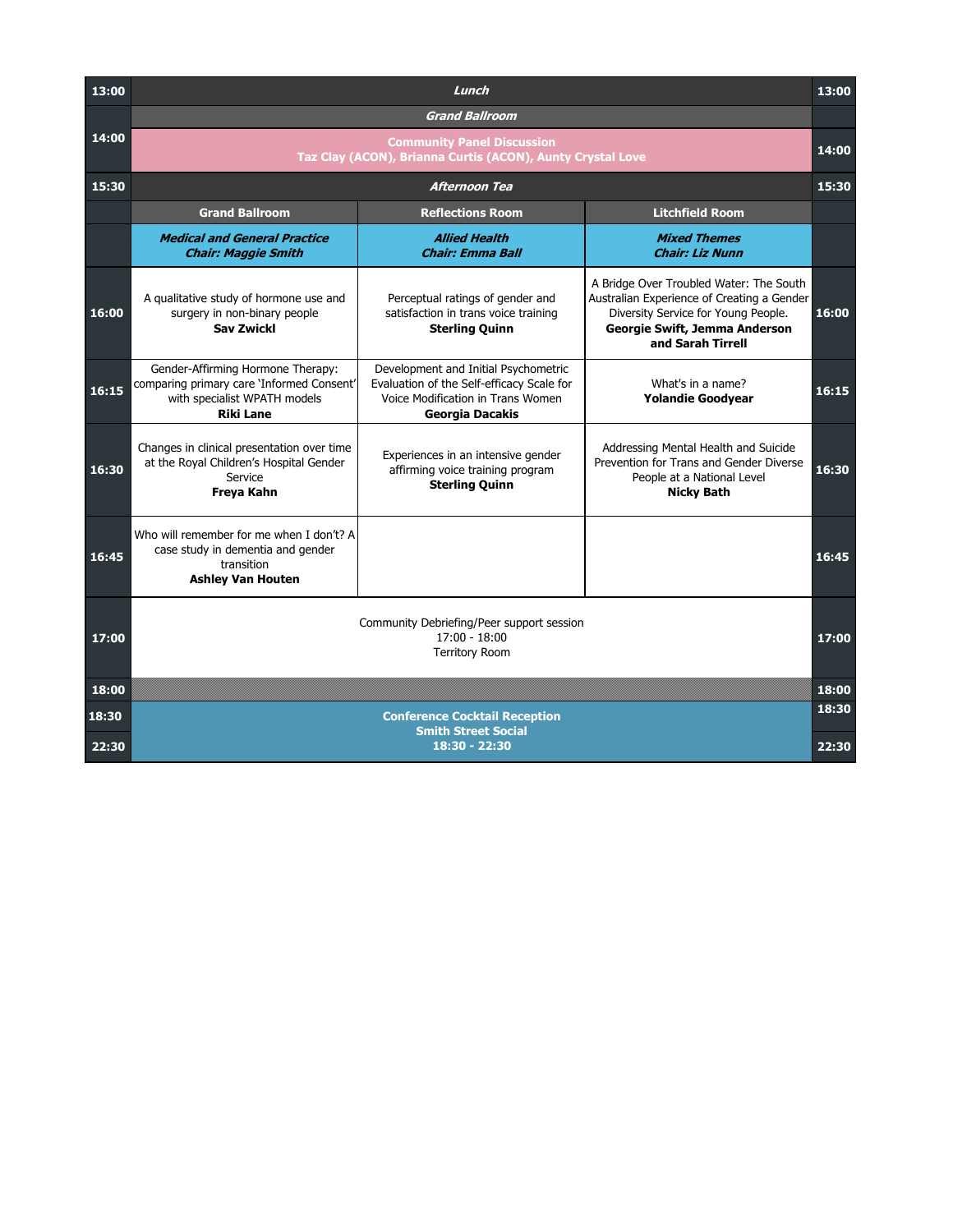| Time | Grand Ballroom | Reflections Room | Litchfield Room | Time |
| --- | --- | --- | --- | --- |
| 13:00 | ***Lunch*** | | | 13:00 |
| 14:00 | ***Grand Ballroom*** **Community Panel Discussion** **Taz Clay (ACON), Brianna Curtis (ACON), Aunty Crystal Love** | | | 14:00 |
| 15:30 | ***Afternoon Tea*** | | | 15:30 |
| | **Grand Ballroom** | **Reflections Room** | **Litchfield Room** | |
| | ***Medical and General Practice*** ***Chair: Maggie Smith*** | ***Allied Health*** ***Chair: Emma Ball*** | ***Mixed Themes*** ***Chair: Liz Nunn*** | |
| 16:00 | A qualitative study of hormone use and surgery in non-binary people **Sav Zwickl** | Perceptual ratings of gender and satisfaction in trans voice training **Sterling Quinn** | A Bridge Over Troubled Water: The South Australian Experience of Creating a Gender Diversity Service for Young People. **Georgie Swift, Jemma Anderson and Sarah Tirrell** | 16:00 |
| 16:15 | Gender-Affirming Hormone Therapy: comparing primary care 'Informed Consent' with specialist WPATH models **Riki Lane** | Development and Initial Psychometric Evaluation of the Self-efficacy Scale for Voice Modification in Trans Women **Georgia Dacakis** | What's in a name? **Yolandie Goodyear** | 16:15 |
| 16:30 | Changes in clinical presentation over time at the Royal Children's Hospital Gender Service **Freya Kahn** | Experiences in an intensive gender affirming voice training program **Sterling Quinn** | Addressing Mental Health and Suicide Prevention for Trans and Gender Diverse People at a National Level **Nicky Bath** | 16:30 |
| 16:45 | Who will remember for me when I don't? A case study in dementia and gender transition **Ashley Van Houten** | | | 16:45 |
| 17:00 | Community Debriefing/Peer support session 17:00 - 18:00 Territory Room | | | 17:00 |
| 18:00 | | | | 18:00 |
| 18:30 – 22:30 | **Conference Cocktail Reception** **Smith Street Social** **18:30 - 22:30** | | | 18:30 – 22:30 |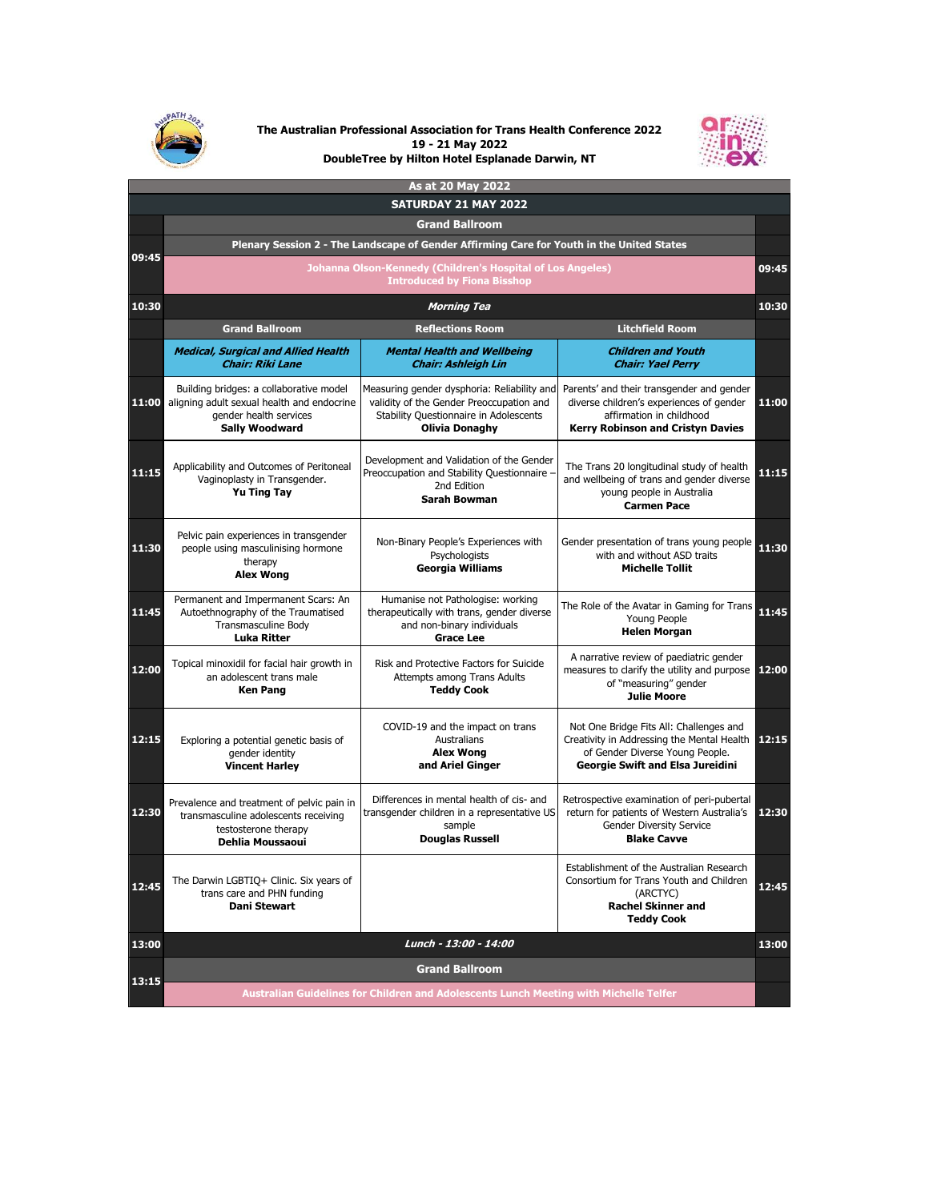**The Australian Professional Association for Trans Health Conference 2022**
**19 - 21 May 2022**
**DoubleTree by Hilton Hotel Esplanade Darwin, NT**

**As at 20 May 2022**

## SATURDAY 21 MAY 2022

**Grand Ballroom**

| Time | | | | Time |
|---|---|---|---|---|
| 09:45 | **Plenary Session 2 - The Landscape of Gender Affirming Care for Youth in the United States** Johanna Olson-Kennedy (Children's Hospital of Los Angeles) Introduced by Fiona Bisshop | | | 09:45 |
| 10:30 | *Morning Tea* | | | 10:30 |
| | **Grand Ballroom** | **Reflections Room** | **Litchfield Room** | |
| | ***Medical, Surgical and Allied Health*** ***Chair: Riki Lane*** | ***Mental Health and Wellbeing*** ***Chair: Ashleigh Lin*** | ***Children and Youth*** ***Chair: Yael Perry*** | |
| 11:00 | Building bridges: a collaborative model aligning adult sexual health and endocrine gender health services **Sally Woodward** | Measuring gender dysphoria: Reliability and validity of the Gender Preoccupation and Stability Questionnaire in Adolescents **Olivia Donaghy** | Parents' and their transgender and gender diverse children's experiences of gender affirmation in childhood **Kerry Robinson and Cristyn Davies** | 11:00 |
| 11:15 | Applicability and Outcomes of Peritoneal Vaginoplasty in Transgender. **Yu Ting Tay** | Development and Validation of the Gender Preoccupation and Stability Questionnaire – 2nd Edition **Sarah Bowman** | The Trans 20 longitudinal study of health and wellbeing of trans and gender diverse young people in Australia **Carmen Pace** | 11:15 |
| 11:30 | Pelvic pain experiences in transgender people using masculinising hormone therapy **Alex Wong** | Non-Binary People's Experiences with Psychologists **Georgia Williams** | Gender presentation of trans young people with and without ASD traits **Michelle Tollit** | 11:30 |
| 11:45 | Permanent and Impermanent Scars: An Autoethnography of the Traumatised Transmasculine Body **Luka Ritter** | Humanise not Pathologise: working therapeutically with trans, gender diverse and non-binary individuals **Grace Lee** | The Role of the Avatar in Gaming for Trans Young People **Helen Morgan** | 11:45 |
| 12:00 | Topical minoxidil for facial hair growth in an adolescent trans male **Ken Pang** | Risk and Protective Factors for Suicide Attempts among Trans Adults **Teddy Cook** | A narrative review of paediatric gender measures to clarify the utility and purpose of "measuring" gender **Julie Moore** | 12:00 |
| 12:15 | Exploring a potential genetic basis of gender identity **Vincent Harley** | COVID-19 and the impact on trans Australians **Alex Wong and Ariel Ginger** | Not One Bridge Fits All: Challenges and Creativity in Addressing the Mental Health of Gender Diverse Young People. **Georgie Swift and Elsa Jureidini** | 12:15 |
| 12:30 | Prevalence and treatment of pelvic pain in transmasculine adolescents receiving testosterone therapy **Dehlia Moussaoui** | Differences in mental health of cis- and transgender children in a representative US sample **Douglas Russell** | Retrospective examination of peri-pubertal return for patients of Western Australia's Gender Diversity Service **Blake Cavve** | 12:30 |
| 12:45 | The Darwin LGBTIQ+ Clinic. Six years of trans care and PHN funding **Dani Stewart** | | Establishment of the Australian Research Consortium for Trans Youth and Children (ARCTYC) **Rachel Skinner and Teddy Cook** | 12:45 |
| 13:00 | *Lunch - 13:00 - 14:00* | | | 13:00 |
| 13:15 | **Grand Ballroom** Australian Guidelines for Children and Adolescents Lunch Meeting with Michelle Telfer | | | |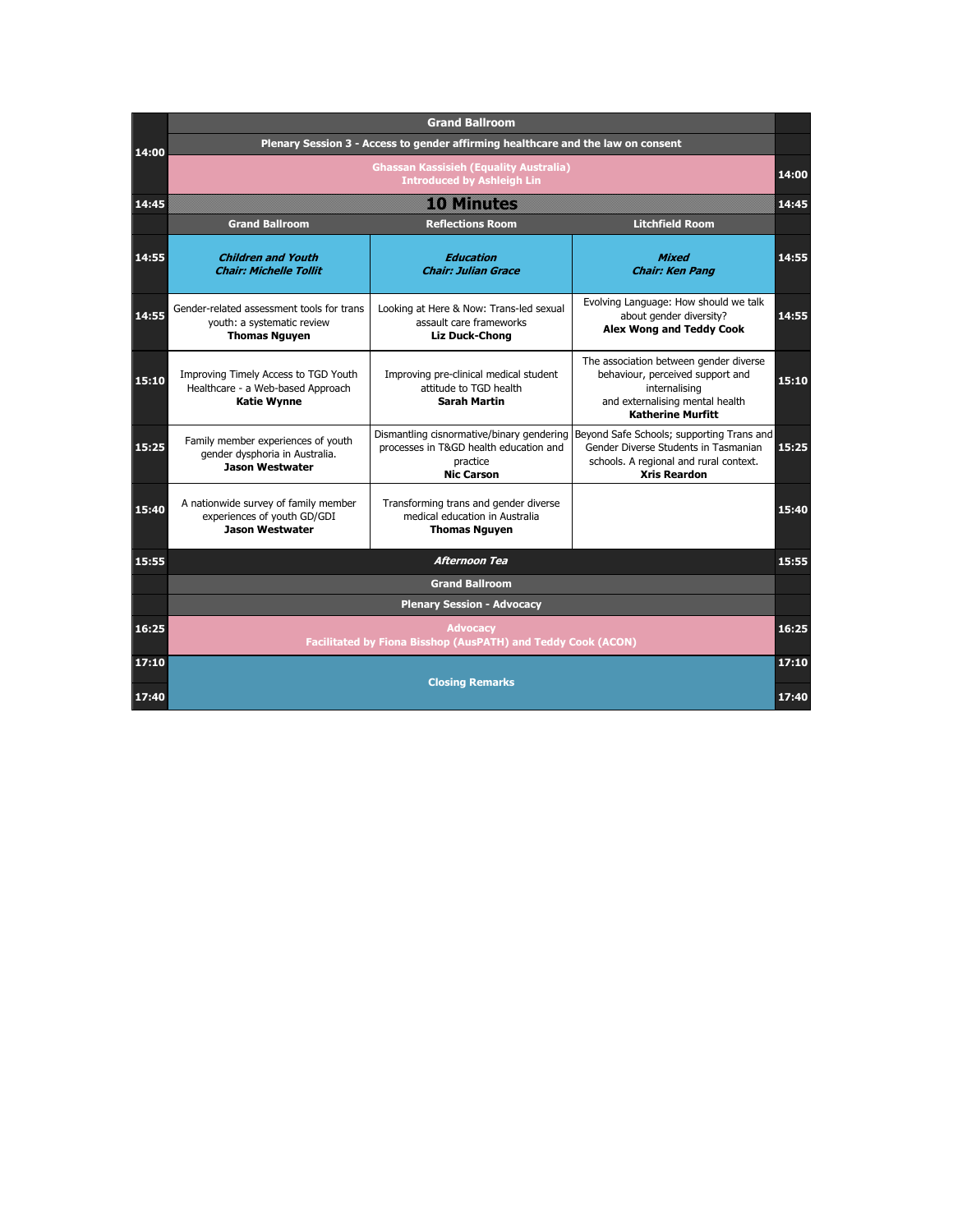| | | | | |
|---|---|---|---|---|
| 14:00 | **Grand Ballroom** | | | |
| | **Plenary Session 3 - Access to gender affirming healthcare and the law on consent** | | | |
| | **Ghassan Kassisieh (Equality Australia)**<br>**Introduced by Ashleigh Lin** | | | 14:00 |
| 14:45 | **10 Minutes** | | | 14:45 |
| | **Grand Ballroom** | **Reflections Room** | **Litchfield Room** | |
| 14:55 | ***Children and Youth***<br>***Chair: Michelle Tollit*** | ***Education***<br>***Chair: Julian Grace*** | ***Mixed***<br>***Chair: Ken Pang*** | 14:55 |
| 14:55 | Gender-related assessment tools for trans youth: a systematic review<br>**Thomas Nguyen** | Looking at Here & Now: Trans-led sexual assault care frameworks<br>**Liz Duck-Chong** | Evolving Language: How should we talk about gender diversity?<br>**Alex Wong and Teddy Cook** | 14:55 |
| 15:10 | Improving Timely Access to TGD Youth Healthcare - a Web-based Approach<br>**Katie Wynne** | Improving pre-clinical medical student attitude to TGD health<br>**Sarah Martin** | The association between gender diverse behaviour, perceived support and internalising and externalising mental health<br>**Katherine Murfitt** | 15:10 |
| 15:25 | Family member experiences of youth gender dysphoria in Australia.<br>**Jason Westwater** | Dismantling cisnormative/binary gendering processes in T&GD health education and practice<br>**Nic Carson** | Beyond Safe Schools; supporting Trans and Gender Diverse Students in Tasmanian schools. A regional and rural context.<br>**Xris Reardon** | 15:25 |
| 15:40 | A nationwide survey of family member experiences of youth GD/GDI<br>**Jason Westwater** | Transforming trans and gender diverse medical education in Australia<br>**Thomas Nguyen** | | 15:40 |
| 15:55 | ***Afternoon Tea*** | | | 15:55 |
| | **Grand Ballroom** | | | |
| | **Plenary Session - Advocacy** | | | |
| 16:25 | **Advocacy**<br>**Facilitated by Fiona Bisshop (AusPATH) and Teddy Cook (ACON)** | | | 16:25 |
| 17:10 | **Closing Remarks** | | | 17:10 |
| 17:40 | | | | 17:40 |